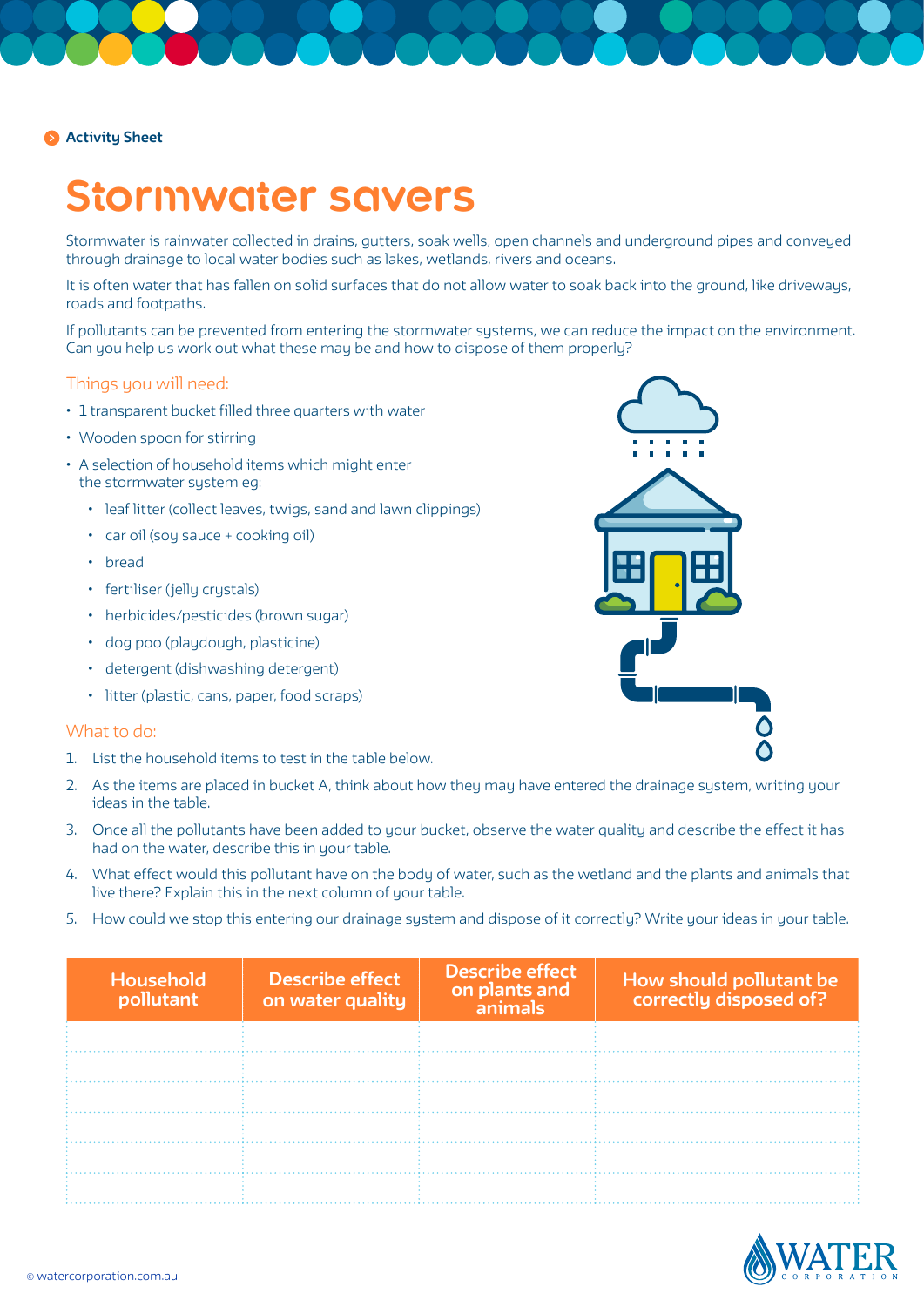Activity Sheet

# Stormwater savers

Stormwater is rainwater collected in drains, gutters, soak wells, open channels and underground pipes and conveyed through drainage to local water bodies such as lakes, wetlands, rivers and oceans.

It is often water that has fallen on solid surfaces that do not allow water to soak back into the ground, like driveways, roads and footpaths.

If pollutants can be prevented from entering the stormwater systems, we can reduce the impact on the environment. Can you help us work out what these may be and how to dispose of them properly?

## Things you will need:

- 1 transparent bucket filled three quarters with water
- Wooden spoon for stirring
- A selection of household items which might enter the stormwater system eg:
  - leaf litter (collect leaves, twigs, sand and lawn clippings)
  - car oil (soy sauce + cooking oil)
  - bread
  - fertiliser (jelly crystals)
  - herbicides/pesticides (brown sugar)
  - dog poo (playdough, plasticine)
  - detergent (dishwashing detergent)
  - litter (plastic, cans, paper, food scraps)

## What to do:

1. List the household items to test in the table below.
2. As the items are placed in bucket A, think about how they may have entered the drainage system, writing your ideas in the table.
3. Once all the pollutants have been added to your bucket, observe the water quality and describe the effect it has had on the water, describe this in your table.
4. What effect would this pollutant have on the body of water, such as the wetland and the plants and animals that live there? Explain this in the next column of your table.
5. How could we stop this entering our drainage system and dispose of it correctly? Write your ideas in your table.

| Household pollutant | Describe effect on water quality | Describe effect on plants and animals | How should pollutant be correctly disposed of? |
|---|---|---|---|
| | | | |
| | | | |
| | | | |
| | | | |
| | | | |
| | | | |

© watercorporation.com.au

WATER CORPORATION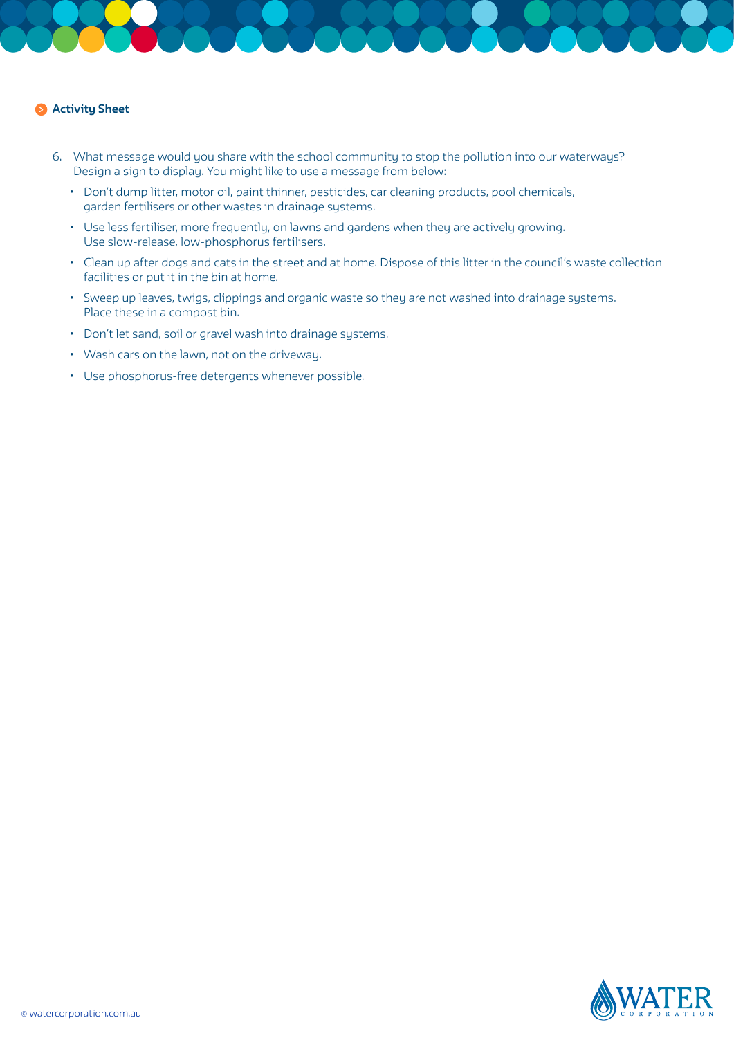## Activity Sheet

6. What message would you share with the school community to stop the pollution into our waterways? Design a sign to display. You might like to use a message from below:

   - Don't dump litter, motor oil, paint thinner, pesticides, car cleaning products, pool chemicals, garden fertilisers or other wastes in drainage systems.
   - Use less fertiliser, more frequently, on lawns and gardens when they are actively growing. Use slow-release, low-phosphorus fertilisers.
   - Clean up after dogs and cats in the street and at home. Dispose of this litter in the council's waste collection facilities or put it in the bin at home.
   - Sweep up leaves, twigs, clippings and organic waste so they are not washed into drainage systems. Place these in a compost bin.
   - Don't let sand, soil or gravel wash into drainage systems.
   - Wash cars on the lawn, not on the driveway.
   - Use phosphorus-free detergents whenever possible.